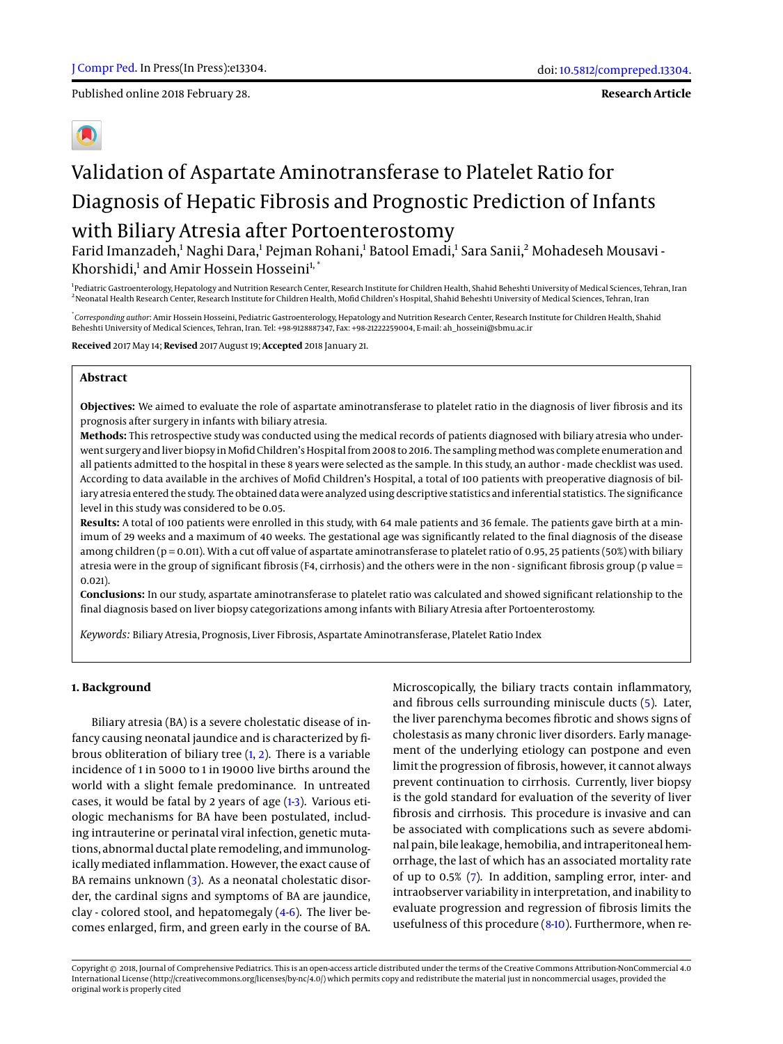Published online 2018 February 28.

**Research Article**

# Validation of Aspartate Aminotransferase to Platelet Ratio for Diagnosis of Hepatic Fibrosis and Prognostic Prediction of Infants with Biliary Atresia after Portoenterostomy

Farid Imanzadeh,[1] Naghi Dara,[1] Pejman Rohani,[1] Batool Emadi,[1] Sara Sanii,[2] Mohadeseh Mousavi - Khorshidi,[1] and Amir Hossein Hosseini[1,*]

[1]Pediatric Gastroenterology, Hepatology and Nutrition Research Center, Research Institute for Children Health, Shahid Beheshti University of Medical Sciences, Tehran, Iran
[2]Neonatal Health Research Center, Research Institute for Children Health, Mofid Children's Hospital, Shahid Beheshti University of Medical Sciences, Tehran, Iran

[*]*Corresponding author*: Amir Hossein Hosseini, Pediatric Gastroenterology, Hepatology and Nutrition Research Center, Research Institute for Children Health, Shahid Beheshti University of Medical Sciences, Tehran, Iran. Tel: +98-9128887347, Fax: +98-21222259004, E-mail: ah_hosseini@sbmu.ac.ir

**Received** 2017 May 14; **Revised** 2017 August 19; **Accepted** 2018 January 21.

## Abstract

**Objectives:** We aimed to evaluate the role of aspartate aminotransferase to platelet ratio in the diagnosis of liver fibrosis and its prognosis after surgery in infants with biliary atresia.

**Methods:** This retrospective study was conducted using the medical records of patients diagnosed with biliary atresia who underwent surgery and liver biopsy in Mofid Children's Hospital from 2008 to 2016. The sampling method was complete enumeration and all patients admitted to the hospital in these 8 years were selected as the sample. In this study, an author - made checklist was used. According to data available in the archives of Mofid Children's Hospital, a total of 100 patients with preoperative diagnosis of biliary atresia entered the study. The obtained data were analyzed using descriptive statistics and inferential statistics. The significance level in this study was considered to be 0.05.

**Results:** A total of 100 patients were enrolled in this study, with 64 male patients and 36 female. The patients gave birth at a minimum of 29 weeks and a maximum of 40 weeks. The gestational age was significantly related to the final diagnosis of the disease among children ($p = 0.011$). With a cut off value of aspartate aminotransferase to platelet ratio of 0.95, 25 patients (50%) with biliary atresia were in the group of significant fibrosis (F4, cirrhosis) and the others were in the non - significant fibrosis group ($p$ value = 0.021).

**Conclusions:** In our study, aspartate aminotransferase to platelet ratio was calculated and showed significant relationship to the final diagnosis based on liver biopsy categorizations among infants with Biliary Atresia after Portoenterostomy.

*Keywords:* Biliary Atresia, Prognosis, Liver Fibrosis, Aspartate Aminotransferase, Platelet Ratio Index

## 1. Background

Biliary atresia (BA) is a severe cholestatic disease of infancy causing neonatal jaundice and is characterized by fibrous obliteration of biliary tree (1, 2). There is a variable incidence of 1 in 5000 to 1 in 19000 live births around the world with a slight female predominance. In untreated cases, it would be fatal by 2 years of age (1-3). Various etiologic mechanisms for BA have been postulated, including intrauterine or perinatal viral infection, genetic mutations, abnormal ductal plate remodeling, and immunologically mediated inflammation. However, the exact cause of BA remains unknown (3). As a neonatal cholestatic disorder, the cardinal signs and symptoms of BA are jaundice, clay - colored stool, and hepatomegaly (4-6). The liver becomes enlarged, firm, and green early in the course of BA. Microscopically, the biliary tracts contain inflammatory, and fibrous cells surrounding miniscule ducts (5). Later, the liver parenchyma becomes fibrotic and shows signs of cholestasis as many chronic liver disorders. Early management of the underlying etiology can postpone and even limit the progression of fibrosis, however, it cannot always prevent continuation to cirrhosis. Currently, liver biopsy is the gold standard for evaluation of the severity of liver fibrosis and cirrhosis. This procedure is invasive and can be associated with complications such as severe abdominal pain, bile leakage, hemobilia, and intraperitoneal hemorrhage, the last of which has an associated mortality rate of up to 0.5% (7). In addition, sampling error, inter- and intraobserver variability in interpretation, and inability to evaluate progression and regression of fibrosis limits the usefulness of this procedure (8-10). Furthermore, when re-

Copyright © 2018, Journal of Comprehensive Pediatrics. This is an open-access article distributed under the terms of the Creative Commons Attribution-NonCommercial 4.0 International License (http://creativecommons.org/licenses/by-nc/4.0/) which permits copy and redistribute the material just in noncommercial usages, provided the original work is properly cited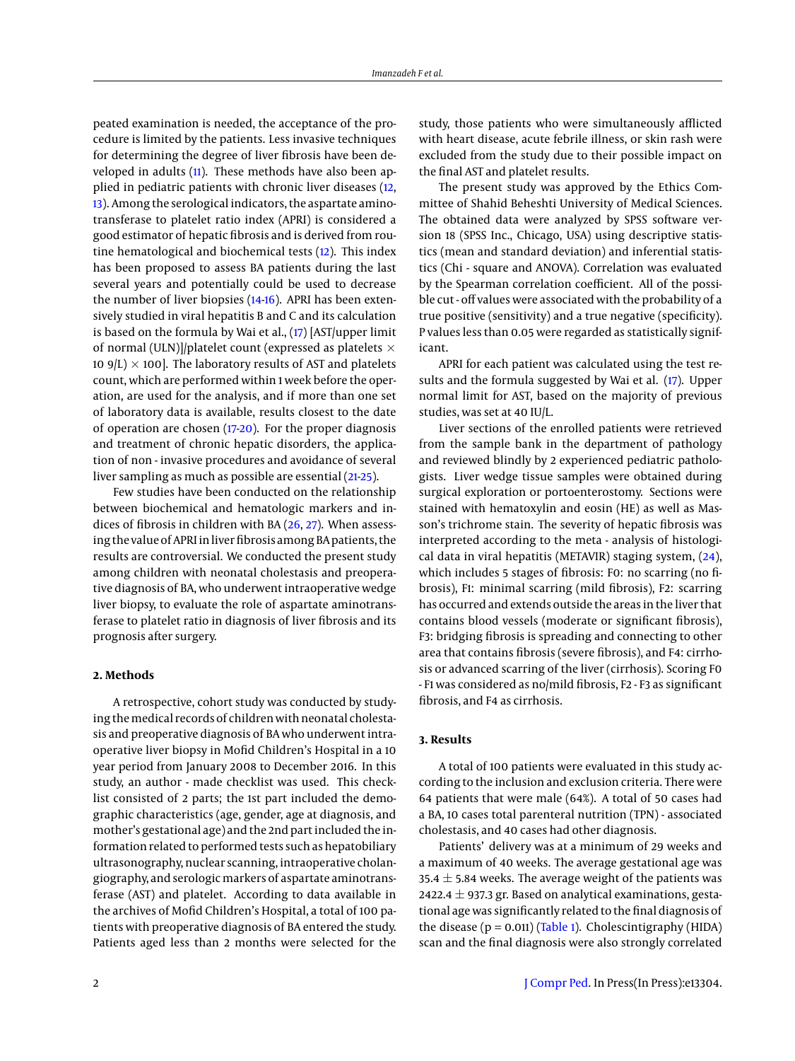peated examination is needed, the acceptance of the procedure is limited by the patients. Less invasive techniques for determining the degree of liver fibrosis have been developed in adults (11). These methods have also been applied in pediatric patients with chronic liver diseases (12, 13). Among the serological indicators, the aspartate aminotransferase to platelet ratio index (APRI) is considered a good estimator of hepatic fibrosis and is derived from routine hematological and biochemical tests (12). This index has been proposed to assess BA patients during the last several years and potentially could be used to decrease the number of liver biopsies (14-16). APRI has been extensively studied in viral hepatitis B and C and its calculation is based on the formula by Wai et al., (17) [AST/upper limit of normal (ULN)]/platelet count (expressed as platelets $\times$ 10 9/L) $\times$ 100]. The laboratory results of AST and platelets count, which are performed within 1 week before the operation, are used for the analysis, and if more than one set of laboratory data is available, results closest to the date of operation are chosen (17-20). For the proper diagnosis and treatment of chronic hepatic disorders, the application of non - invasive procedures and avoidance of several liver sampling as much as possible are essential (21-25).

Few studies have been conducted on the relationship between biochemical and hematologic markers and indices of fibrosis in children with BA (26, 27). When assessing the value of APRI in liver fibrosis among BA patients, the results are controversial. We conducted the present study among children with neonatal cholestasis and preoperative diagnosis of BA, who underwent intraoperative wedge liver biopsy, to evaluate the role of aspartate aminotransferase to platelet ratio in diagnosis of liver fibrosis and its prognosis after surgery.

## 2. Methods

A retrospective, cohort study was conducted by studying the medical records of children with neonatal cholestasis and preoperative diagnosis of BA who underwent intraoperative liver biopsy in Mofid Children's Hospital in a 10 year period from January 2008 to December 2016. In this study, an author - made checklist was used. This checklist consisted of 2 parts; the 1st part included the demographic characteristics (age, gender, age at diagnosis, and mother's gestational age) and the 2nd part included the information related to performed tests such as hepatobiliary ultrasonography, nuclear scanning, intraoperative cholangiography, and serologic markers of aspartate aminotransferase (AST) and platelet. According to data available in the archives of Mofid Children's Hospital, a total of 100 patients with preoperative diagnosis of BA entered the study. Patients aged less than 2 months were selected for the study, those patients who were simultaneously afflicted with heart disease, acute febrile illness, or skin rash were excluded from the study due to their possible impact on the final AST and platelet results.

The present study was approved by the Ethics Committee of Shahid Beheshti University of Medical Sciences. The obtained data were analyzed by SPSS software version 18 (SPSS Inc., Chicago, USA) using descriptive statistics (mean and standard deviation) and inferential statistics (Chi - square and ANOVA). Correlation was evaluated by the Spearman correlation coefficient. All of the possible cut - off values were associated with the probability of a true positive (sensitivity) and a true negative (specificity). P values less than 0.05 were regarded as statistically significant.

APRI for each patient was calculated using the test results and the formula suggested by Wai et al. (17). Upper normal limit for AST, based on the majority of previous studies, was set at 40 IU/L.

Liver sections of the enrolled patients were retrieved from the sample bank in the department of pathology and reviewed blindly by 2 experienced pediatric pathologists. Liver wedge tissue samples were obtained during surgical exploration or portoenterostomy. Sections were stained with hematoxylin and eosin (HE) as well as Masson's trichrome stain. The severity of hepatic fibrosis was interpreted according to the meta - analysis of histological data in viral hepatitis (METAVIR) staging system, (24), which includes 5 stages of fibrosis: F0: no scarring (no fibrosis), F1: minimal scarring (mild fibrosis), F2: scarring has occurred and extends outside the areas in the liver that contains blood vessels (moderate or significant fibrosis), F3: bridging fibrosis is spreading and connecting to other area that contains fibrosis (severe fibrosis), and F4: cirrhosis or advanced scarring of the liver (cirrhosis). Scoring F0 - F1 was considered as no/mild fibrosis, F2 - F3 as significant fibrosis, and F4 as cirrhosis.

## 3. Results

A total of 100 patients were evaluated in this study according to the inclusion and exclusion criteria. There were 64 patients that were male (64%). A total of 50 cases had a BA, 10 cases total parenteral nutrition (TPN) - associated cholestasis, and 40 cases had other diagnosis.

Patients' delivery was at a minimum of 29 weeks and a maximum of 40 weeks. The average gestational age was 35.4 $\pm$ 5.84 weeks. The average weight of the patients was 2422.4 $\pm$ 937.3 gr. Based on analytical examinations, gestational age was significantly related to the final diagnosis of the disease (p = 0.011) (Table 1). Cholescintigraphy (HIDA) scan and the final diagnosis were also strongly correlated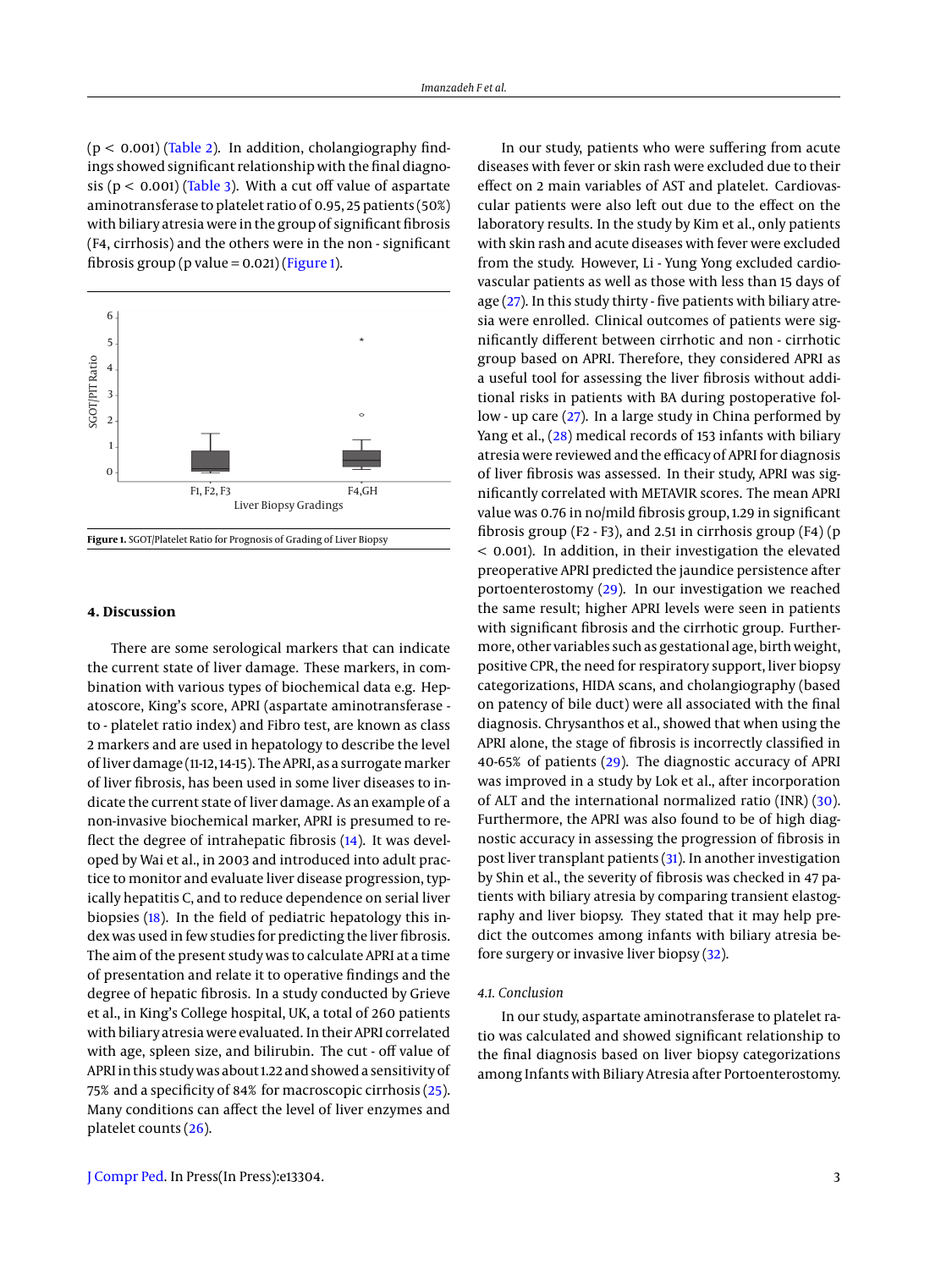(p < 0.001) (Table 2). In addition, cholangiography findings showed significant relationship with the final diagnosis (p < 0.001) (Table 3). With a cut off value of aspartate aminotransferase to platelet ratio of 0.95, 25 patients (50%) with biliary atresia were in the group of significant fibrosis (F4, cirrhosis) and the others were in the non - significant fibrosis group (p value = 0.021) (Figure 1).

**Figure 1.** SGOT/Platelet Ratio for Prognosis of Grading of Liver Biopsy

## 4. Discussion

There are some serological markers that can indicate the current state of liver damage. These markers, in combination with various types of biochemical data e.g. Hepatoscore, King's score, APRI (aspartate aminotransferase - to - platelet ratio index) and Fibro test, are known as class 2 markers and are used in hepatology to describe the level of liver damage (11-12, 14-15). The APRI, as a surrogate marker of liver fibrosis, has been used in some liver diseases to indicate the current state of liver damage. As an example of a non-invasive biochemical marker, APRI is presumed to reflect the degree of intrahepatic fibrosis (14). It was developed by Wai et al., in 2003 and introduced into adult practice to monitor and evaluate liver disease progression, typically hepatitis C, and to reduce dependence on serial liver biopsies (18). In the field of pediatric hepatology this index was used in few studies for predicting the liver fibrosis. The aim of the present study was to calculate APRI at a time of presentation and relate it to operative findings and the degree of hepatic fibrosis. In a study conducted by Grieve et al., in King's College hospital, UK, a total of 260 patients with biliary atresia were evaluated. In their APRI correlated with age, spleen size, and bilirubin. The cut - off value of APRI in this study was about 1.22 and showed a sensitivity of 75% and a specificity of 84% for macroscopic cirrhosis (25). Many conditions can affect the level of liver enzymes and platelet counts (26).

In our study, patients who were suffering from acute diseases with fever or skin rash were excluded due to their effect on 2 main variables of AST and platelet. Cardiovascular patients were also left out due to the effect on the laboratory results. In the study by Kim et al., only patients with skin rash and acute diseases with fever were excluded from the study. However, Li - Yung Yong excluded cardiovascular patients as well as those with less than 15 days of age (27). In this study thirty - five patients with biliary atresia were enrolled. Clinical outcomes of patients were significantly different between cirrhotic and non - cirrhotic group based on APRI. Therefore, they considered APRI as a useful tool for assessing the liver fibrosis without additional risks in patients with BA during postoperative follow - up care (27). In a large study in China performed by Yang et al., (28) medical records of 153 infants with biliary atresia were reviewed and the efficacy of APRI for diagnosis of liver fibrosis was assessed. In their study, APRI was significantly correlated with METAVIR scores. The mean APRI value was 0.76 in no/mild fibrosis group, 1.29 in significant fibrosis group (F2 - F3), and 2.51 in cirrhosis group (F4) (p < 0.001). In addition, in their investigation the elevated preoperative APRI predicted the jaundice persistence after portoenterostomy (29). In our investigation we reached the same result; higher APRI levels were seen in patients with significant fibrosis and the cirrhotic group. Furthermore, other variables such as gestational age, birth weight, positive CPR, the need for respiratory support, liver biopsy categorizations, HIDA scans, and cholangiography (based on patency of bile duct) were all associated with the final diagnosis. Chrysanthos et al., showed that when using the APRI alone, the stage of fibrosis is incorrectly classified in 40-65% of patients (29). The diagnostic accuracy of APRI was improved in a study by Lok et al., after incorporation of ALT and the international normalized ratio (INR) (30). Furthermore, the APRI was also found to be of high diagnostic accuracy in assessing the progression of fibrosis in post liver transplant patients (31). In another investigation by Shin et al., the severity of fibrosis was checked in 47 patients with biliary atresia by comparing transient elastography and liver biopsy. They stated that it may help predict the outcomes among infants with biliary atresia before surgery or invasive liver biopsy (32).

### 4.1. Conclusion

In our study, aspartate aminotransferase to platelet ratio was calculated and showed significant relationship to the final diagnosis based on liver biopsy categorizations among Infants with Biliary Atresia after Portoenterostomy.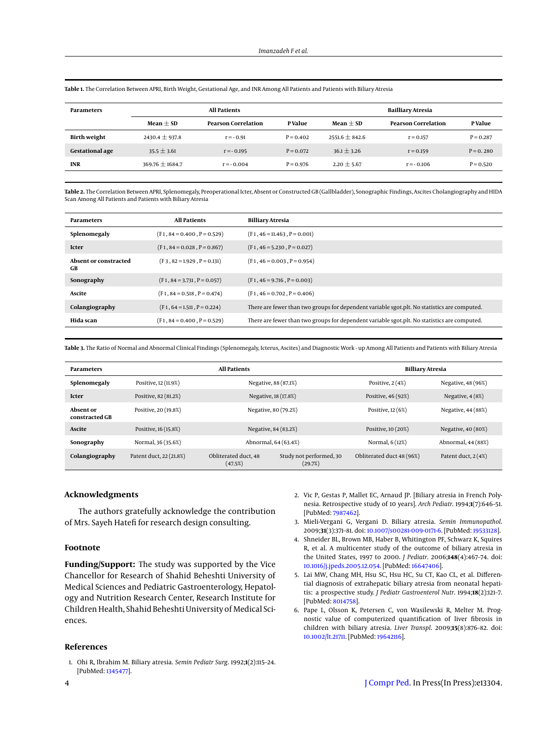**Table 1.** The Correlation Between APRI, Birth Weight, Gestational Age, and INR Among All Patients and Patients with Biliary Atresia

| Parameters | All Patients | | | Bailliary Atresia | | |
|---|---|---|---|---|---|---|
| | Mean ± SD | Pearson Correlation | P Value | Mean ± SD | Pearson Correlation | P Value |
| **Birth weight** | 2430.4 ± 937.8 | r = - 0.91 | P = 0.402 | 2551.6 ± 842.6 | r = 0.157 | P = 0.287 |
| **Gestational age** | 35.5 ± 3.61 | r = - 0.195 | P = 0.072 | 36.1 ± 3.26 | r = 0.159 | P = 0. 280 |
| **INR** | 369.76 ± 1684.7 | r = - 0.004 | P = 0.976 | 2.20 ± 5.67 | r = - 0.106 | P = 0.520 |

**Table 2.** The Correlation Between APRI, Splenomegaly, Preoperational Icter, Absent or Constructed GB (Gallbladder), Sonographic Findings, Ascites Cholangiography and HIDA Scan Among All Patients and Patients with Biliary Atresia

| Parameters | All Patients | Billiary Atresia |
|---|---|---|
| **Splenomegaly** | (F 1 , 84 = 0.400 , P = 0.529) | (F 1 , 46 = 11.463 , P = 0.001) |
| **Icter** | (F 1 , 84 = 0.028 , P = 0.867) | (F 1 , 46 = 5.230 , P = 0.027) |
| **Absent or constracted GB** | (F 3 , 82 = 1.929 , P = 0.131) | (F 1 , 46 = 0.003 , P = 0.954) |
| **Sonography** | (F 1 , 84 = 3.731 , P = 0.057) | (F 1 , 46 = 9.716 , P = 0.003) |
| **Ascite** | (F 1 , 84 = 0.518 , P = 0.474) | (F 1 , 46 = 0.702 , P = 0.406) |
| **Colangiography** | (F 1 , 64 = 1.511 , P = 0.224) | There are fewer than two groups for dependent variable sgot.plt. No statistics are computed. |
| **Hida scan** | (F 1 , 84 = 0.400 , P = 0.529) | There are fewer than two groups for dependent variable sgot.plt. No statistics are computed. |

**Table 3.** The Ratio of Normal and Abnormal Clinical Findings (Splenomegaly, Icterus, Ascites) and Diagnostic Work - up Among All Patients and Patients with Biliary Atresia

| Parameters | All Patients | | | Billiary Atresia | |
|---|---|---|---|---|---|
| **Splenomegaly** | Positive, 12 (11.9%) | Negative, 88 (87.1%) | | Positive, 2 (4%) | Negative, 48 (96%) |
| **Icter** | Positive, 82 (81.2%) | Negative, 18 (17.8%) | | Positive, 46 (92%) | Negative, 4 (8%) |
| **Absent or constracted GB** | Positive, 20 (19.8%) | Negative, 80 (79.2%) | | Positive, 12 (6%) | Negative, 44 (88%) |
| **Ascite** | Positive, 16 (15.8%) | Negative, 84 (83.2%) | | Positive, 10 (20%) | Negative, 40 (80%) |
| **Sonography** | Normal, 36 (35.6%) | Abnormal, 64 (63.4%) | | Normal, 6 (12%) | Abnormal, 44 (88%) |
| **Colangiography** | Patent duct, 22 (21.8%) | Obliterated duct, 48 (47.5%) | Study not performed, 30 (29.7%) | Obliterated duct 48 (96%) | Patent duct, 2 (4%) |

## Acknowledgments

The authors gratefully acknowledge the contribution of Mrs. Sayeh Hatefi for research design consulting.

## Footnote

**Funding/Support:** The study was supported by the Vice Chancellor for Research of Shahid Beheshti University of Medical Sciences and Pediatric Gastroenterology, Hepatology and Nutrition Research Center, Research Institute for Children Health, Shahid Beheshti University of Medical Sciences.

## References

1. Ohi R, Ibrahim M. Biliary atresia. *Semin Pediatr Surg*. 1992;**1**(2):115–24. [PubMed: 1345477].
2. Vic P, Gestas P, Mallet EC, Arnaud JP. [Biliary atresia in French Polynesia. Retrospective study of 10 years]. *Arch Pediatr*. 1994;**1**(7):646–51. [PubMed: 7987462].
3. Mieli-Vergani G, Vergani D. Biliary atresia. *Semin Immunopathol*. 2009;**31**(3):371–81. doi: 10.1007/s00281-009-0171-6. [PubMed: 19533128].
4. Shneider BL, Brown MB, Haber B, Whitington PF, Schwarz K, Squires R, et al. A multicenter study of the outcome of biliary atresia in the United States, 1997 to 2000. *J Pediatr*. 2006;**148**(4):467–74. doi: 10.1016/j.jpeds.2005.12.054. [PubMed: 16647406].
5. Lai MW, Chang MH, Hsu SC, Hsu HC, Su CT, Kao CL, et al. Differential diagnosis of extrahepatic biliary atresia from neonatal hepatitis: a prospective study. *J Pediatr Gastroenterol Nutr*. 1994;**18**(2):121–7. [PubMed: 8014758].
6. Pape L, Olsson K, Petersen C, von Wasilewski R, Melter M. Prognostic value of computerized quantification of liver fibrosis in children with biliary atresia. *Liver Transpl*. 2009;**15**(8):876–82. doi: 10.1002/lt.21711. [PubMed: 19642116].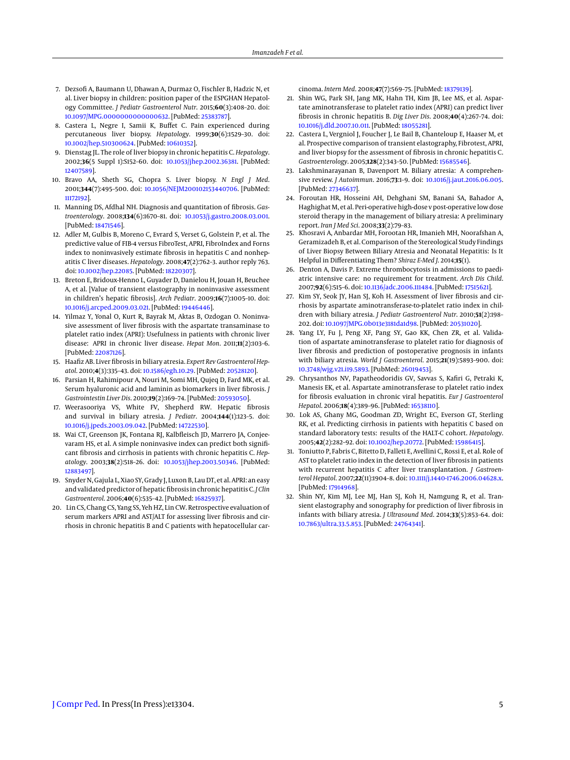7. Dezsofi A, Baumann U, Dhawan A, Durmaz O, Fischler B, Hadzic N, et al. Liver biopsy in children: position paper of the ESPGHAN Hepatology Committee. *J Pediatr Gastroenterol Nutr*. 2015;**60**(3):408–20. doi: 10.1097/MPG.0000000000000632. [PubMed: 25383787].
8. Castera L, Negre I, Samii K, Buffet C. Pain experienced during percutaneous liver biopsy. *Hepatology*. 1999;**30**(6):1529–30. doi: 10.1002/hep.510300624. [PubMed: 10610352].
9. Dienstag JL. The role of liver biopsy in chronic hepatitis C. *Hepatology*. 2002;**36**(5 Suppl 1):S152–60. doi: 10.1053/jhep.2002.36381. [PubMed: 12407589].
10. Bravo AA, Sheth SG, Chopra S. Liver biopsy. *N Engl J Med*. 2001;**344**(7):495–500. doi: 10.1056/NEJM200102153440706. [PubMed: 11172192].
11. Manning DS, Afdhal NH. Diagnosis and quantitation of fibrosis. *Gastroenterology*. 2008;**134**(6):1670–81. doi: 10.1053/j.gastro.2008.03.001. [PubMed: 18471546].
12. Adler M, Gulbis B, Moreno C, Evrard S, Verset G, Golstein P, et al. The predictive value of FIB-4 versus FibroTest, APRI, FibroIndex and Forns index to noninvasively estimate fibrosis in hepatitis C and nonhepatitis C liver diseases. *Hepatology*. 2008;**47**(2):762–3. author reply 763. doi: 10.1002/hep.22085. [PubMed: 18220307].
13. Breton E, Bridoux-Henno L, Guyader D, Danielou H, Jouan H, Beuchee A, et al. [Value of transient elastography in noninvasive assessment in children's hepatic fibrosis]. *Arch Pediatr*. 2009;**16**(7):1005–10. doi: 10.1016/j.arcped.2009.03.021. [PubMed: 19446446].
14. Yilmaz Y, Yonal O, Kurt R, Bayrak M, Aktas B, Ozdogan O. Noninvasive assessment of liver fibrosis with the aspartate transaminase to platelet ratio index (APRI): Usefulness in patients with chronic liver disease: APRI in chronic liver disease. *Hepat Mon*. 2011;**11**(2):103–6. [PubMed: 22087126].
15. Haafiz AB. Liver fibrosis in biliary atresia. *Expert Rev Gastroenterol Hepatol*. 2010;**4**(3):335–43. doi: 10.1586/egh.10.29. [PubMed: 20528120].
16. Parsian H, Rahimipour A, Nouri M, Somi MH, Qujeq D, Fard MK, et al. Serum hyaluronic acid and laminin as biomarkers in liver fibrosis. *J Gastrointestin Liver Dis*. 2010;**19**(2):169–74. [PubMed: 20593050].
17. Weerasooriya VS, White FV, Shepherd RW. Hepatic fibrosis and survival in biliary atresia. *J Pediatr*. 2004;**144**(1):123–5. doi: 10.1016/j.jpeds.2003.09.042. [PubMed: 14722530].
18. Wai CT, Greenson JK, Fontana RJ, Kalbfleisch JD, Marrero JA, Conjeevaram HS, et al. A simple noninvasive index can predict both significant fibrosis and cirrhosis in patients with chronic hepatitis C. *Hepatology*. 2003;**38**(2):518–26. doi: 10.1053/jhep.2003.50346. [PubMed: 12883497].
19. Snyder N, Gajula L, Xiao SY, Grady J, Luxon B, Lau DT, et al. APRI: an easy and validated predictor of hepatic fibrosis in chronic hepatitis C. *J Clin Gastroenterol*. 2006;**40**(6):535–42. [PubMed: 16825937].
20. Lin CS, Chang CS, Yang SS, Yeh HZ, Lin CW. Retrospective evaluation of serum markers APRI and AST/ALT for assessing liver fibrosis and cirrhosis in chronic hepatitis B and C patients with hepatocellular carcinoma. *Intern Med*. 2008;**47**(7):569–75. [PubMed: 18379139].
21. Shin WG, Park SH, Jang MK, Hahn TH, Kim JB, Lee MS, et al. Aspartate aminotransferase to platelet ratio index (APRI) can predict liver fibrosis in chronic hepatitis B. *Dig Liver Dis*. 2008;**40**(4):267–74. doi: 10.1016/j.dld.2007.10.011. [PubMed: 18055281].
22. Castera L, Vergniol J, Foucher J, Le Bail B, Chanteloup E, Haaser M, et al. Prospective comparison of transient elastography, Fibrotest, APRI, and liver biopsy for the assessment of fibrosis in chronic hepatitis C. *Gastroenterology*. 2005;**128**(2):343–50. [PubMed: 15685546].
23. Lakshminarayanan B, Davenport M. Biliary atresia: A comprehensive review. *J Autoimmun*. 2016;**73**:1–9. doi: 10.1016/j.jaut.2016.06.005. [PubMed: 27346637].
24. Foroutan HR, Hosseini AH, Dehghani SM, Banani SA, Bahador A, Haghighat M, et al. Peri-operative high-dose v post-operative low dose steroid therapy in the management of biliary atresia: A preliminary report. *Iran J Med Sci*. 2008;**33**(2):79–83.
25. Khosravi A, Anbardar MH, Forootan HR, Imanieh MH, Noorafshan A, Geramizadeh B, et al. Comparison of the Stereological Study Findings of Liver Biopsy Between Biliary Atresia and Neonatal Hepatitis: Is It Helpful in Differentiating Them? *Shiraz E-Med J*. 2014;**15**(1).
26. Denton A, Davis P. Extreme thrombocytosis in admissions to paediatric intensive care: no requirement for treatment. *Arch Dis Child*. 2007;**92**(6):515–6. doi: 10.1136/adc.2006.111484. [PubMed: 17515621].
27. Kim SY, Seok JY, Han SJ, Koh H. Assessment of liver fibrosis and cirrhosis by aspartate aminotransferase-to-platelet ratio index in children with biliary atresia. *J Pediatr Gastroenterol Nutr*. 2010;**51**(2):198–202. doi: 10.1097/MPG.0b013e3181da1d98. [PubMed: 20531020].
28. Yang LY, Fu J, Peng XF, Pang SY, Gao KK, Chen ZR, et al. Validation of aspartate aminotransferase to platelet ratio for diagnosis of liver fibrosis and prediction of postoperative prognosis in infants with biliary atresia. *World J Gastroenterol*. 2015;**21**(19):5893–900. doi: 10.3748/wjg.v21.i19.5893. [PubMed: 26019453].
29. Chrysanthos NV, Papatheodoridis GV, Savvas S, Kafiri G, Petraki K, Manesis EK, et al. Aspartate aminotransferase to platelet ratio index for fibrosis evaluation in chronic viral hepatitis. *Eur J Gastroenterol Hepatol*. 2006;**18**(4):389–96. [PubMed: 16538110].
30. Lok AS, Ghany MG, Goodman ZD, Wright EC, Everson GT, Sterling RK, et al. Predicting cirrhosis in patients with hepatitis C based on standard laboratory tests: results of the HALT-C cohort. *Hepatology*. 2005;**42**(2):282–92. doi: 10.1002/hep.20772. [PubMed: 15986415].
31. Toniutto P, Fabris C, Bitetto D, Falleti E, Avellini C, Rossi E, et al. Role of AST to platelet ratio index in the detection of liver fibrosis in patients with recurrent hepatitis C after liver transplantation. *J Gastroenterol Hepatol*. 2007;**22**(11):1904–8. doi: 10.1111/j.1440-1746.2006.04628.x. [PubMed: 17914968].
32. Shin NY, Kim MJ, Lee MJ, Han SJ, Koh H, Namgung R, et al. Transient elastography and sonography for prediction of liver fibrosis in infants with biliary atresia. *J Ultrasound Med*. 2014;**33**(5):853–64. doi: 10.7863/ultra.33.5.853. [PubMed: 24764341].